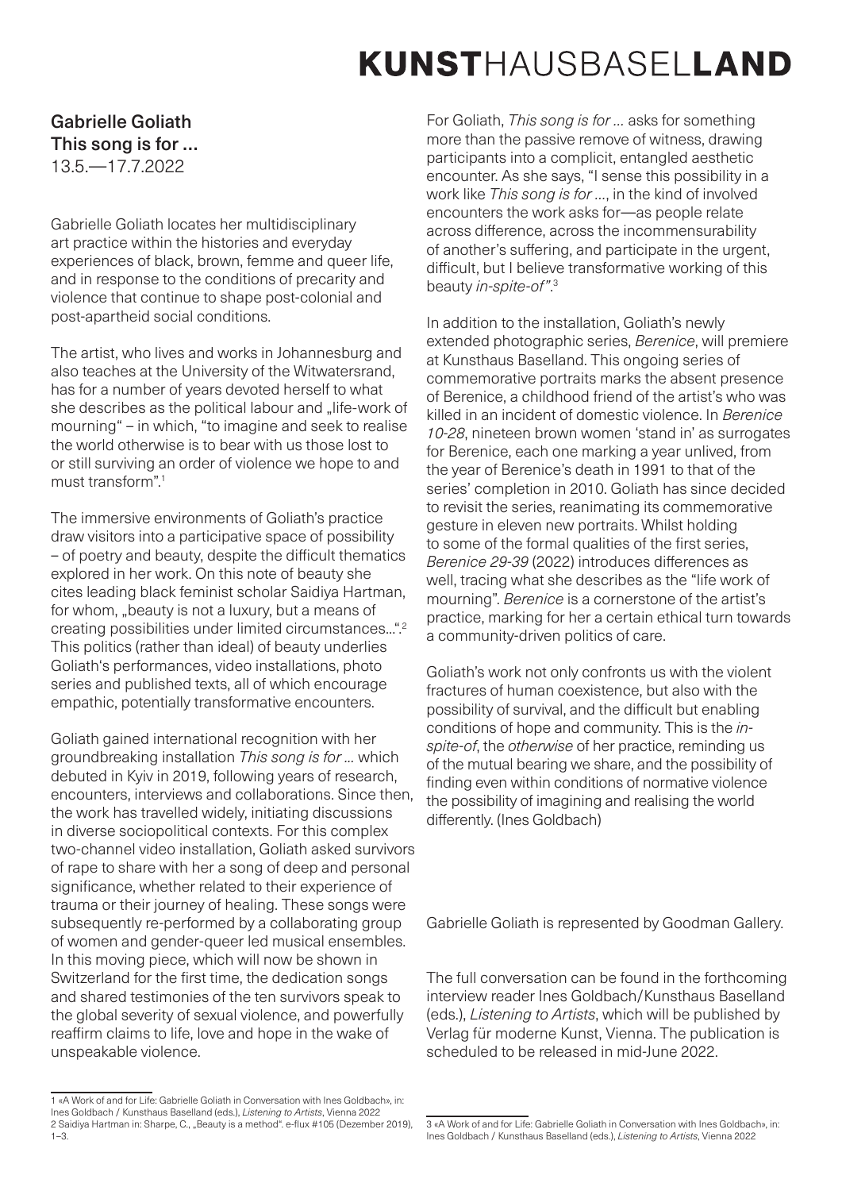# Gabrielle Goliath
## This song is for ...
13.5.—17.7.2022

Gabrielle Goliath locates her multidisciplinary art practice within the histories and everyday experiences of black, brown, femme and queer life, and in response to the conditions of precarity and violence that continue to shape post-colonial and post-apartheid social conditions.

The artist, who lives and works in Johannesburg and also teaches at the University of the Witwatersrand, has for a number of years devoted herself to what she describes as the political labour and „life-work of mourning" – in which, "to imagine and seek to realise the world otherwise is to bear with us those lost to or still surviving an order of violence we hope to and must transform".[1]

The immersive environments of Goliath's practice draw visitors into a participative space of possibility – of poetry and beauty, despite the difficult thematics explored in her work. On this note of beauty she cites leading black feminist scholar Saidiya Hartman, for whom, „beauty is not a luxury, but a means of creating possibilities under limited circumstances...".[2] This politics (rather than ideal) of beauty underlies Goliath's performances, video installations, photo series and published texts, all of which encourage empathic, potentially transformative encounters.

Goliath gained international recognition with her groundbreaking installation *This song is for ...* which debuted in Kyiv in 2019, following years of research, encounters, interviews and collaborations. Since then, the work has travelled widely, initiating discussions in diverse sociopolitical contexts. For this complex two-channel video installation, Goliath asked survivors of rape to share with her a song of deep and personal significance, whether related to their experience of trauma or their journey of healing. These songs were subsequently re-performed by a collaborating group of women and gender-queer led musical ensembles. In this moving piece, which will now be shown in Switzerland for the first time, the dedication songs and shared testimonies of the ten survivors speak to the global severity of sexual violence, and powerfully reaffirm claims to life, love and hope in the wake of unspeakable violence.

For Goliath, *This song is for ...* asks for something more than the passive remove of witness, drawing participants into a complicit, entangled aesthetic encounter. As she says, "I sense this possibility in a work like *This song is for ...*, in the kind of involved encounters the work asks for—as people relate across difference, across the incommensurability of another's suffering, and participate in the urgent, difficult, but I believe transformative working of this beauty *in-spite-of"*.[3]

In addition to the installation, Goliath's newly extended photographic series, *Berenice*, will premiere at Kunsthaus Baselland. This ongoing series of commemorative portraits marks the absent presence of Berenice, a childhood friend of the artist's who was killed in an incident of domestic violence. In *Berenice 10-28*, nineteen brown women 'stand in' as surrogates for Berenice, each one marking a year unlived, from the year of Berenice's death in 1991 to that of the series' completion in 2010. Goliath has since decided to revisit the series, reanimating its commemorative gesture in eleven new portraits. Whilst holding to some of the formal qualities of the first series, *Berenice 29-39* (2022) introduces differences as well, tracing what she describes as the "life work of mourning". *Berenice* is a cornerstone of the artist's practice, marking for her a certain ethical turn towards a community-driven politics of care.

Goliath's work not only confronts us with the violent fractures of human coexistence, but also with the possibility of survival, and the difficult but enabling conditions of hope and community. This is the *in-spite-of*, the *otherwise* of her practice, reminding us of the mutual bearing we share, and the possibility of finding even within conditions of normative violence the possibility of imagining and realising the world differently. (Ines Goldbach)

Gabrielle Goliath is represented by Goodman Gallery.

The full conversation can be found in the forthcoming interview reader Ines Goldbach/Kunsthaus Baselland (eds.), *Listening to Artists*, which will be published by Verlag für moderne Kunst, Vienna. The publication is scheduled to be released in mid-June 2022.

---

1 «A Work of and for Life: Gabrielle Goliath in Conversation with Ines Goldbach», in: Ines Goldbach / Kunsthaus Baselland (eds.), *Listening to Artists*, Vienna 2022

2 Saidiya Hartman in: Sharpe, C., „Beauty is a method". e-flux #105 (Dezember 2019), 1–3.

3 «A Work of and for Life: Gabrielle Goliath in Conversation with Ines Goldbach», in: Ines Goldbach / Kunsthaus Baselland (eds.), *Listening to Artists*, Vienna 2022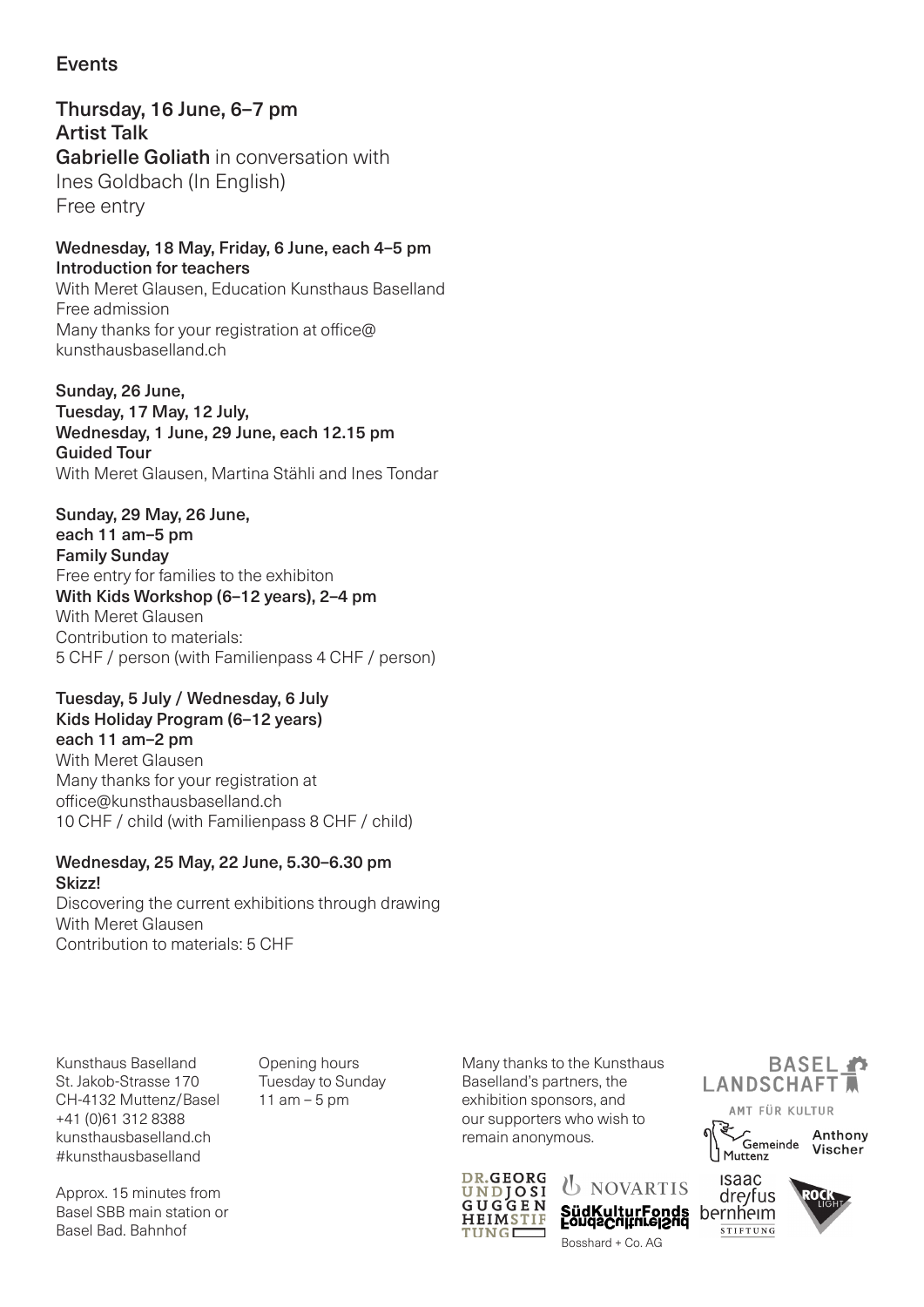## Events

### Thursday, 16 June, 6–7 pm
### Artist Talk
**Gabrielle Goliath** in conversation with
Ines Goldbach (In English)
Free entry

**Wednesday, 18 May, Friday, 6 June, each 4–5 pm**
**Introduction for teachers**
With Meret Glausen, Education Kunsthaus Baselland
Free admission
Many thanks for your registration at office@kunsthausbaselland.ch

**Sunday, 26 June,**
**Tuesday, 17 May, 12 July,**
**Wednesday, 1 June, 29 June, each 12.15 pm**
**Guided Tour**
With Meret Glausen, Martina Stähli and Ines Tondar

**Sunday, 29 May, 26 June,**
**each 11 am–5 pm**
**Family Sunday**
Free entry for families to the exhibiton
**With Kids Workshop (6–12 years), 2–4 pm**
With Meret Glausen
Contribution to materials:
5 CHF / person (with Familienpass 4 CHF / person)

**Tuesday, 5 July / Wednesday, 6 July**
**Kids Holiday Program (6–12 years)**
**each 11 am–2 pm**
With Meret Glausen
Many thanks for your registration at office@kunsthausbaselland.ch
10 CHF / child (with Familienpass 8 CHF / child)

**Wednesday, 25 May, 22 June, 5.30–6.30 pm**
**Skizz!**
Discovering the current exhibitions through drawing
With Meret Glausen
Contribution to materials: 5 CHF

Kunsthaus Baselland
St. Jakob-Strasse 170
CH-4132 Muttenz/Basel
+41 (0)61 312 8388
kunsthausbaselland.ch
#kunsthausbaselland

Approx. 15 minutes from Basel SBB main station or Basel Bad. Bahnhof

Opening hours
Tuesday to Sunday
11 am – 5 pm

Many thanks to the Kunsthaus Baselland's partners, the exhibition sponsors, and our supporters who wish to remain anonymous.

BASEL LANDSCHAFT
AMT FÜR KULTUR
Gemeinde Muttenz
Anthony Vischer
Dr. Georg und Josi Guggenheim Stiftung
Novartis
SüdKulturFonds
Bosshard + Co. AG
Isaac Dreyfus Bernheim Stiftung
Rock Light